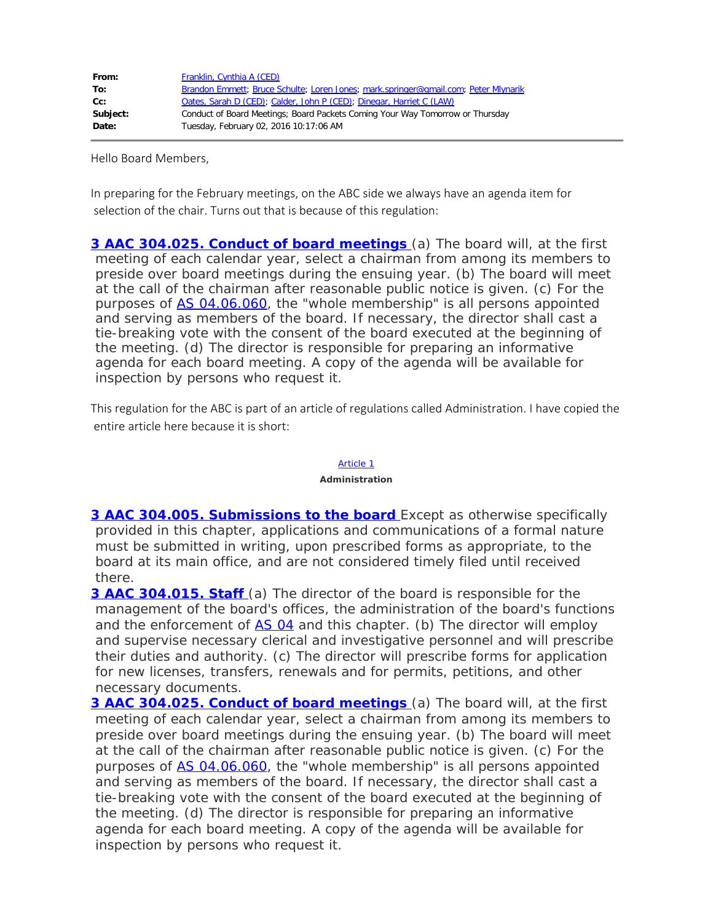| | |
|---|---|
| **From:** | Franklin, Cynthia A (CED) |
| **To:** | Brandon Emmett; Bruce Schulte; Loren Jones; mark.springer@gmail.com; Peter Mlynarik |
| **Cc:** | Oates, Sarah D (CED); Calder, John P (CED); Dinegar, Harriet C (LAW) |
| **Subject:** | Conduct of Board Meetings; Board Packets Coming Your Way Tomorrow or Thursday |
| **Date:** | Tuesday, February 02, 2016 10:17:06 AM |

Hello Board Members,

In preparing for the February meetings, on the ABC side we always have an agenda item for selection of the chair. Turns out that is because of this regulation:

**3 AAC 304.025. Conduct of board meetings** (a) The board will, at the first meeting of each calendar year, select a chairman from among its members to preside over board meetings during the ensuing year. (b) The board will meet at the call of the chairman after reasonable public notice is given. (c) For the purposes of AS 04.06.060, the "whole membership" is all persons appointed and serving as members of the board. If necessary, the director shall cast a tie-breaking vote with the consent of the board executed at the beginning of the meeting. (d) The director is responsible for preparing an informative agenda for each board meeting. A copy of the agenda will be available for inspection by persons who request it.

This regulation for the ABC is part of an article of regulations called Administration. I have copied the entire article here because it is short:

Article 1

**Administration**

**3 AAC 304.005. Submissions to the board** Except as otherwise specifically provided in this chapter, applications and communications of a formal nature must be submitted in writing, upon prescribed forms as appropriate, to the board at its main office, and are not considered timely filed until received there.

**3 AAC 304.015. Staff** (a) The director of the board is responsible for the management of the board's offices, the administration of the board's functions and the enforcement of AS 04 and this chapter. (b) The director will employ and supervise necessary clerical and investigative personnel and will prescribe their duties and authority. (c) The director will prescribe forms for application for new licenses, transfers, renewals and for permits, petitions, and other necessary documents.

**3 AAC 304.025. Conduct of board meetings** (a) The board will, at the first meeting of each calendar year, select a chairman from among its members to preside over board meetings during the ensuing year. (b) The board will meet at the call of the chairman after reasonable public notice is given. (c) For the purposes of AS 04.06.060, the "whole membership" is all persons appointed and serving as members of the board. If necessary, the director shall cast a tie-breaking vote with the consent of the board executed at the beginning of the meeting. (d) The director is responsible for preparing an informative agenda for each board meeting. A copy of the agenda will be available for inspection by persons who request it.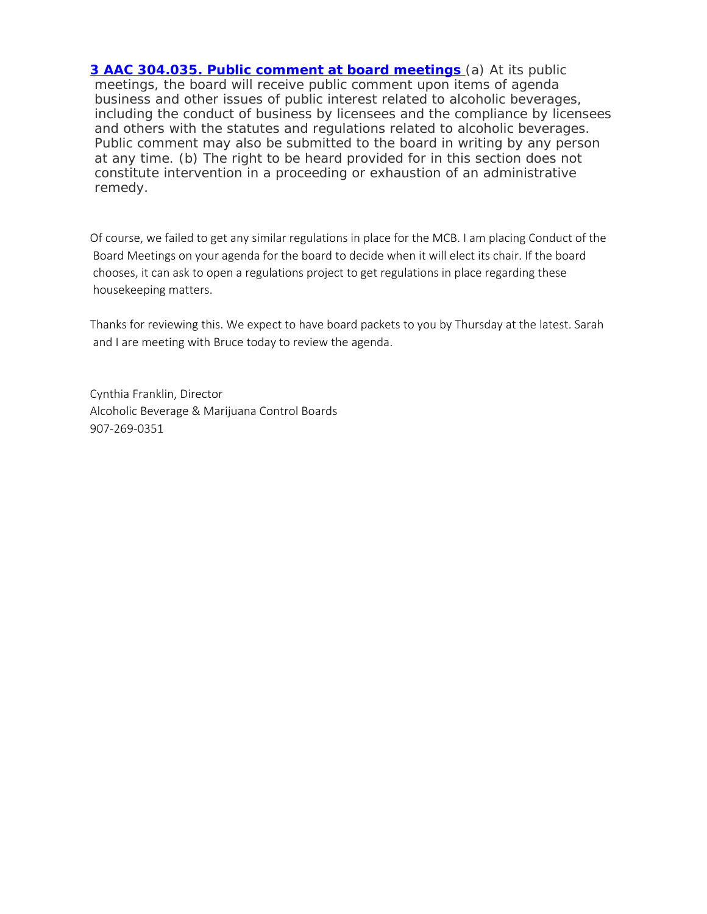**3 AAC 304.035. Public comment at board meetings** (a) At its public meetings, the board will receive public comment upon items of agenda business and other issues of public interest related to alcoholic beverages, including the conduct of business by licensees and the compliance by licensees and others with the statutes and regulations related to alcoholic beverages. Public comment may also be submitted to the board in writing by any person at any time. (b) The right to be heard provided for in this section does not constitute intervention in a proceeding or exhaustion of an administrative remedy.

Of course, we failed to get any similar regulations in place for the MCB. I am placing Conduct of the Board Meetings on your agenda for the board to decide when it will elect its chair. If the board chooses, it can ask to open a regulations project to get regulations in place regarding these housekeeping matters.

Thanks for reviewing this. We expect to have board packets to you by Thursday at the latest. Sarah and I are meeting with Bruce today to review the agenda.

Cynthia Franklin, Director
Alcoholic Beverage & Marijuana Control Boards
907-269-0351